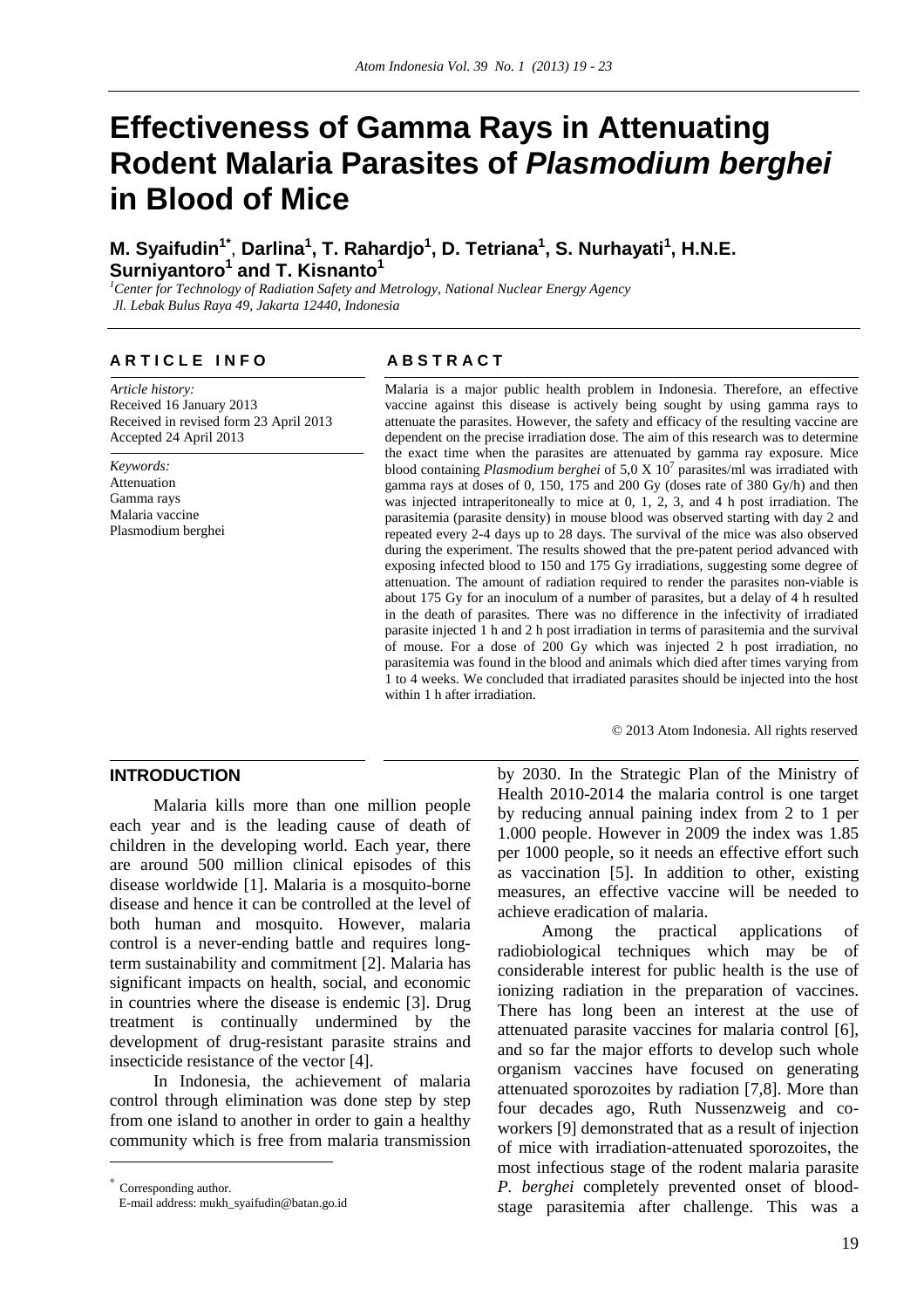# Effectiveness of Gamma Rays in Attenuating Rodent Malaria Parasites of *Plasmodium berghei* in Blood of Mice

**M. Syaifudin[1*], Darlina[1], T. Rahardjo[1], D. Tetriana[1], S. Nurhayati[1], H.N.E. Surniyantoro[1] and T. Kisnanto[1]**

[1]*Center for Technology of Radiation Safety and Metrology, National Nuclear Energy Agency Jl. Lebak Bulus Raya 49, Jakarta 12440, Indonesia*

## ARTICLE INFO

*Article history:*
Received 16 January 2013
Received in revised form 23 April 2013
Accepted 24 April 2013

*Keywords:*
Attenuation
Gamma rays
Malaria vaccine
Plasmodium berghei

## ABSTRACT

Malaria is a major public health problem in Indonesia. Therefore, an effective vaccine against this disease is actively being sought by using gamma rays to attenuate the parasites. However, the safety and efficacy of the resulting vaccine are dependent on the precise irradiation dose. The aim of this research was to determine the exact time when the parasites are attenuated by gamma ray exposure. Mice blood containing *Plasmodium berghei* of 5,0 X $10^7$ parasites/ml was irradiated with gamma rays at doses of 0, 150, 175 and 200 Gy (doses rate of 380 Gy/h) and then was injected intraperitoneally to mice at 0, 1, 2, 3, and 4 h post irradiation. The parasitemia (parasite density) in mouse blood was observed starting with day 2 and repeated every 2-4 days up to 28 days. The survival of the mice was also observed during the experiment. The results showed that the pre-patent period advanced with exposing infected blood to 150 and 175 Gy irradiations, suggesting some degree of attenuation. The amount of radiation required to render the parasites non-viable is about 175 Gy for an inoculum of a number of parasites, but a delay of 4 h resulted in the death of parasites. There was no difference in the infectivity of irradiated parasite injected 1 h and 2 h post irradiation in terms of parasitemia and the survival of mouse. For a dose of 200 Gy which was injected 2 h post irradiation, no parasitemia was found in the blood and animals which died after times varying from 1 to 4 weeks. We concluded that irradiated parasites should be injected into the host within 1 h after irradiation.

© 2013 Atom Indonesia. All rights reserved

## INTRODUCTION

Malaria kills more than one million people each year and is the leading cause of death of children in the developing world. Each year, there are around 500 million clinical episodes of this disease worldwide [1]. Malaria is a mosquito-borne disease and hence it can be controlled at the level of both human and mosquito. However, malaria control is a never-ending battle and requires long-term sustainability and commitment [2]. Malaria has significant impacts on health, social, and economic in countries where the disease is endemic [3]. Drug treatment is continually undermined by the development of drug-resistant parasite strains and insecticide resistance of the vector [4].

In Indonesia, the achievement of malaria control through elimination was done step by step from one island to another in order to gain a healthy community which is free from malaria transmission by 2030. In the Strategic Plan of the Ministry of Health 2010-2014 the malaria control is one target by reducing annual paining index from 2 to 1 per 1.000 people. However in 2009 the index was 1.85 per 1000 people, so it needs an effective effort such as vaccination [5]. In addition to other, existing measures, an effective vaccine will be needed to achieve eradication of malaria.

Among the practical applications of radiobiological techniques which may be of considerable interest for public health is the use of ionizing radiation in the preparation of vaccines. There has long been an interest at the use of attenuated parasite vaccines for malaria control [6], and so far the major efforts to develop such whole organism vaccines have focused on generating attenuated sporozoites by radiation [7,8]. More than four decades ago, Ruth Nussenzweig and co-workers [9] demonstrated that as a result of injection of mice with irradiation-attenuated sporozoites, the most infectious stage of the rodent malaria parasite *P. berghei* completely prevented onset of blood-stage parasitemia after challenge. This was a

* Corresponding author.
E-mail address: mukh_syaifudin@batan.go.id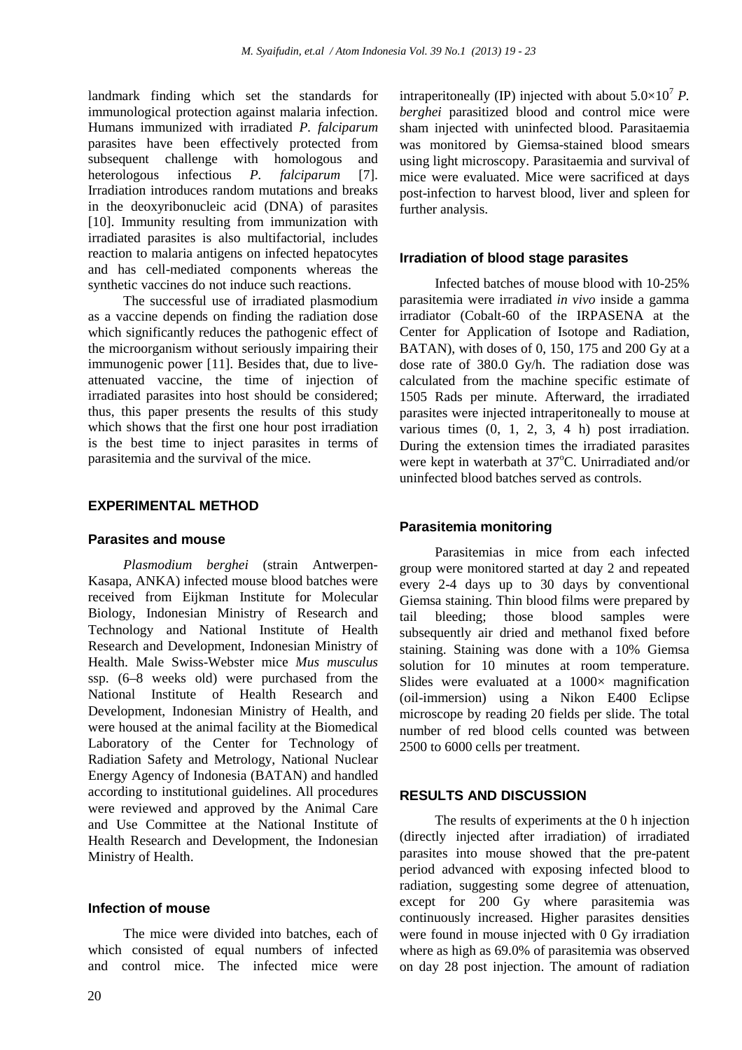landmark finding which set the standards for immunological protection against malaria infection. Humans immunized with irradiated *P. falciparum* parasites have been effectively protected from subsequent challenge with homologous and heterologous infectious *P. falciparum* [7]. Irradiation introduces random mutations and breaks in the deoxyribonucleic acid (DNA) of parasites [10]. Immunity resulting from immunization with irradiated parasites is also multifactorial, includes reaction to malaria antigens on infected hepatocytes and has cell-mediated components whereas the synthetic vaccines do not induce such reactions.

The successful use of irradiated plasmodium as a vaccine depends on finding the radiation dose which significantly reduces the pathogenic effect of the microorganism without seriously impairing their immunogenic power [11]. Besides that, due to live-attenuated vaccine, the time of injection of irradiated parasites into host should be considered; thus, this paper presents the results of this study which shows that the first one hour post irradiation is the best time to inject parasites in terms of parasitemia and the survival of the mice.

## EXPERIMENTAL METHOD

### Parasites and mouse

*Plasmodium berghei* (strain Antwerpen-Kasapa, ANKA) infected mouse blood batches were received from Eijkman Institute for Molecular Biology, Indonesian Ministry of Research and Technology and National Institute of Health Research and Development, Indonesian Ministry of Health. Male Swiss-Webster mice *Mus musculus* ssp. (6–8 weeks old) were purchased from the National Institute of Health Research and Development, Indonesian Ministry of Health, and were housed at the animal facility at the Biomedical Laboratory of the Center for Technology of Radiation Safety and Metrology, National Nuclear Energy Agency of Indonesia (BATAN) and handled according to institutional guidelines. All procedures were reviewed and approved by the Animal Care and Use Committee at the National Institute of Health Research and Development, the Indonesian Ministry of Health.

### Infection of mouse

The mice were divided into batches, each of which consisted of equal numbers of infected and control mice. The infected mice were intraperitoneally (IP) injected with about $5.0\times10^7$ *P. berghei* parasitized blood and control mice were sham injected with uninfected blood. Parasitaemia was monitored by Giemsa-stained blood smears using light microscopy. Parasitaemia and survival of mice were evaluated. Mice were sacrificed at days post-infection to harvest blood, liver and spleen for further analysis.

### Irradiation of blood stage parasites

Infected batches of mouse blood with 10-25% parasitemia were irradiated *in vivo* inside a gamma irradiator (Cobalt-60 of the IRPASENA at the Center for Application of Isotope and Radiation, BATAN), with doses of 0, 150, 175 and 200 Gy at a dose rate of 380.0 Gy/h. The radiation dose was calculated from the machine specific estimate of 1505 Rads per minute. Afterward, the irradiated parasites were injected intraperitoneally to mouse at various times (0, 1, 2, 3, 4 h) post irradiation. During the extension times the irradiated parasites were kept in waterbath at 37$^o$C. Unirradiated and/or uninfected blood batches served as controls.

### Parasitemia monitoring

Parasitemias in mice from each infected group were monitored started at day 2 and repeated every 2-4 days up to 30 days by conventional Giemsa staining. Thin blood films were prepared by tail bleeding; those blood samples were subsequently air dried and methanol fixed before staining. Staining was done with a 10% Giemsa solution for 10 minutes at room temperature. Slides were evaluated at a 1000× magnification (oil-immersion) using a Nikon E400 Eclipse microscope by reading 20 fields per slide. The total number of red blood cells counted was between 2500 to 6000 cells per treatment.

## RESULTS AND DISCUSSION

The results of experiments at the 0 h injection (directly injected after irradiation) of irradiated parasites into mouse showed that the pre-patent period advanced with exposing infected blood to radiation, suggesting some degree of attenuation, except for 200 Gy where parasitemia was continuously increased. Higher parasites densities were found in mouse injected with 0 Gy irradiation where as high as 69.0% of parasitemia was observed on day 28 post injection. The amount of radiation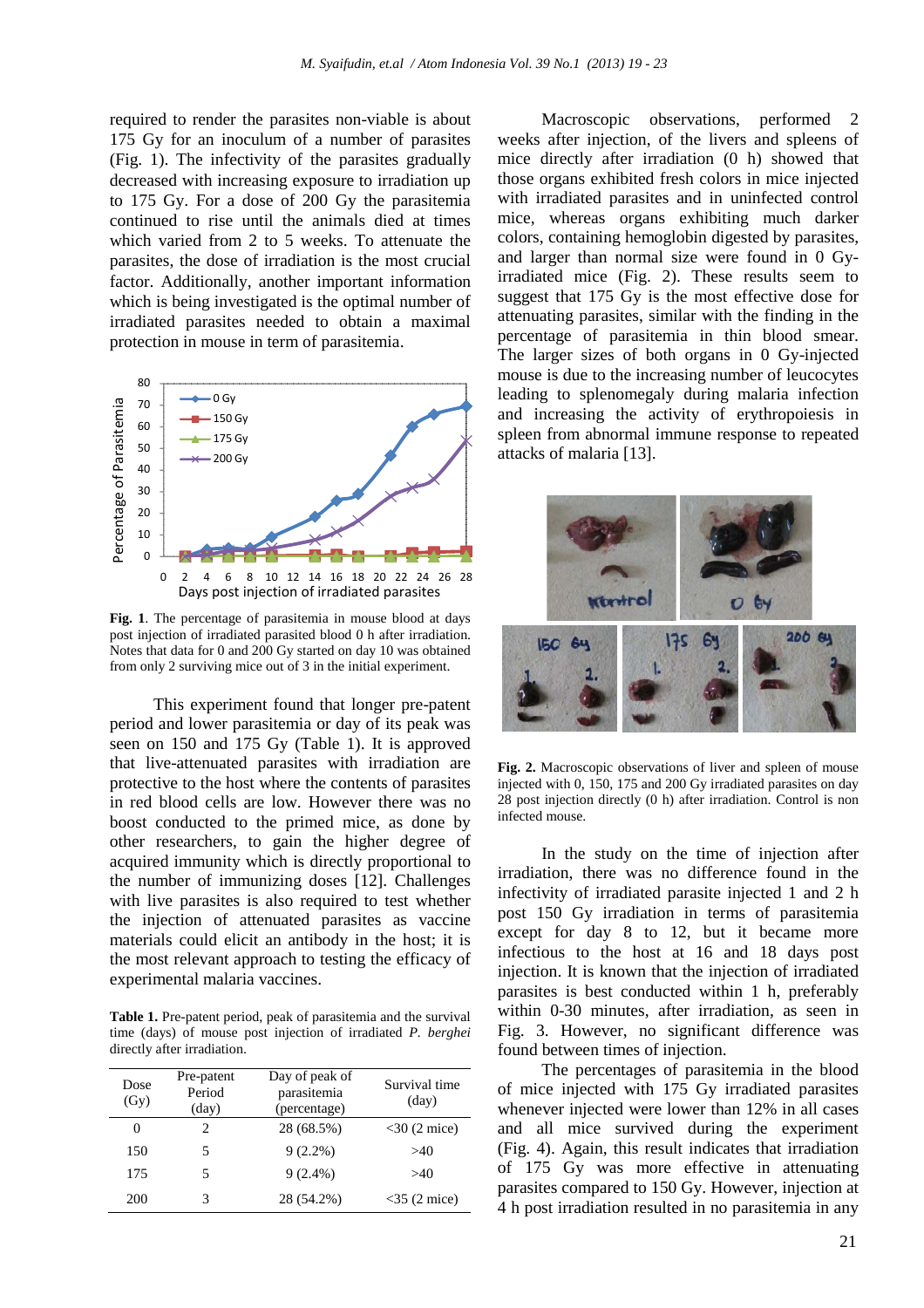required to render the parasites non-viable is about 175 Gy for an inoculum of a number of parasites (Fig. 1). The infectivity of the parasites gradually decreased with increasing exposure to irradiation up to 175 Gy. For a dose of 200 Gy the parasitemia continued to rise until the animals died at times which varied from 2 to 5 weeks. To attenuate the parasites, the dose of irradiation is the most crucial factor. Additionally, another important information which is being investigated is the optimal number of irradiated parasites needed to obtain a maximal protection in mouse in term of parasitemia.

**Fig. 1**. The percentage of parasitemia in mouse blood at days post injection of irradiated parasited blood 0 h after irradiation. Notes that data for 0 and 200 Gy started on day 10 was obtained from only 2 surviving mice out of 3 in the initial experiment.

This experiment found that longer pre-patent period and lower parasitemia or day of its peak was seen on 150 and 175 Gy (Table 1). It is approved that live-attenuated parasites with irradiation are protective to the host where the contents of parasites in red blood cells are low. However there was no boost conducted to the primed mice, as done by other researchers, to gain the higher degree of acquired immunity which is directly proportional to the number of immunizing doses [12]. Challenges with live parasites is also required to test whether the injection of attenuated parasites as vaccine materials could elicit an antibody in the host; it is the most relevant approach to testing the efficacy of experimental malaria vaccines.

**Table 1.** Pre-patent period, peak of parasitemia and the survival time (days) of mouse post injection of irradiated *P. berghei* directly after irradiation.

| Dose (Gy) | Pre-patent Period (day) | Day of peak of parasitemia (percentage) | Survival time (day) |
|---|---|---|---|
| 0 | 2 | 28 (68.5%) | <30 (2 mice) |
| 150 | 5 | 9 (2.2%) | >40 |
| 175 | 5 | 9 (2.4%) | >40 |
| 200 | 3 | 28 (54.2%) | <35 (2 mice) |

Macroscopic observations, performed 2 weeks after injection, of the livers and spleens of mice directly after irradiation (0 h) showed that those organs exhibited fresh colors in mice injected with irradiated parasites and in uninfected control mice, whereas organs exhibiting much darker colors, containing hemoglobin digested by parasites, and larger than normal size were found in 0 Gy-irradiated mice (Fig. 2). These results seem to suggest that 175 Gy is the most effective dose for attenuating parasites, similar with the finding in the percentage of parasitemia in thin blood smear. The larger sizes of both organs in 0 Gy-injected mouse is due to the increasing number of leucocytes leading to splenomegaly during malaria infection and increasing the activity of erythropoiesis in spleen from abnormal immune response to repeated attacks of malaria [13].

**Fig. 2.** Macroscopic observations of liver and spleen of mouse injected with 0, 150, 175 and 200 Gy irradiated parasites on day 28 post injection directly (0 h) after irradiation. Control is non infected mouse.

In the study on the time of injection after irradiation, there was no difference found in the infectivity of irradiated parasite injected 1 and 2 h post 150 Gy irradiation in terms of parasitemia except for day 8 to 12, but it became more infectious to the host at 16 and 18 days post injection. It is known that the injection of irradiated parasites is best conducted within 1 h, preferably within 0-30 minutes, after irradiation, as seen in Fig. 3. However, no significant difference was found between times of injection.

The percentages of parasitemia in the blood of mice injected with 175 Gy irradiated parasites whenever injected were lower than 12% in all cases and all mice survived during the experiment (Fig. 4). Again, this result indicates that irradiation of 175 Gy was more effective in attenuating parasites compared to 150 Gy. However, injection at 4 h post irradiation resulted in no parasitemia in any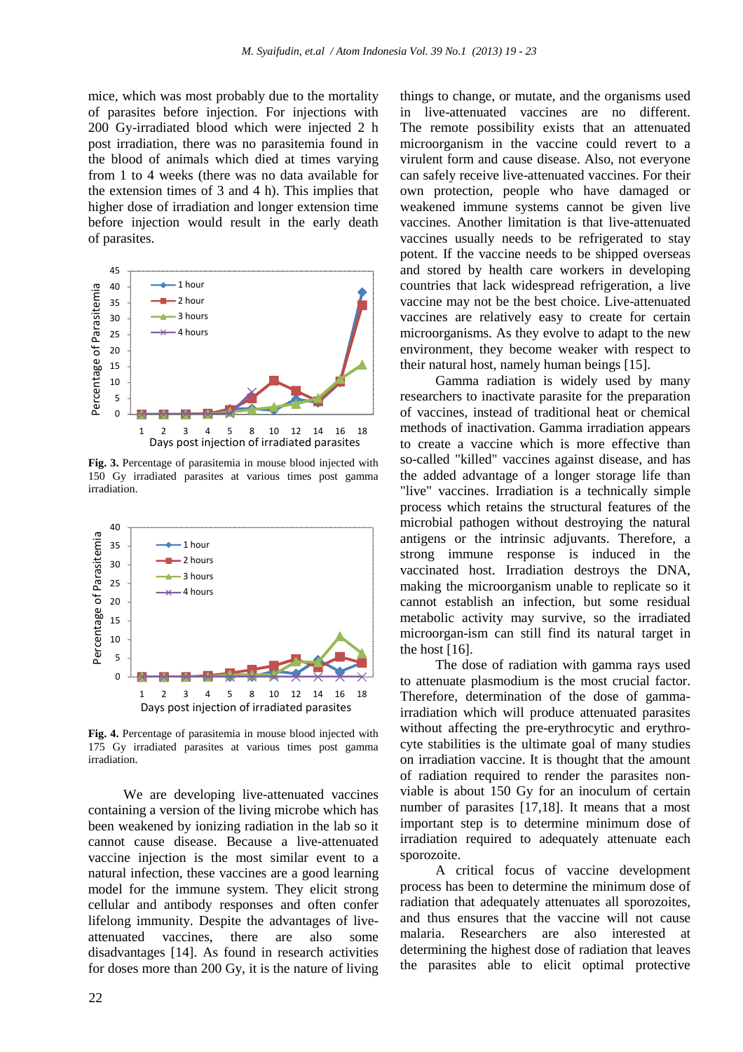mice, which was most probably due to the mortality of parasites before injection. For injections with 200 Gy-irradiated blood which were injected 2 h post irradiation, there was no parasitemia found in the blood of animals which died at times varying from 1 to 4 weeks (there was no data available for the extension times of 3 and 4 h). This implies that higher dose of irradiation and longer extension time before injection would result in the early death of parasites.

**Fig. 3.** Percentage of parasitemia in mouse blood injected with 150 Gy irradiated parasites at various times post gamma irradiation.

**Fig. 4.** Percentage of parasitemia in mouse blood injected with 175 Gy irradiated parasites at various times post gamma irradiation.

We are developing live-attenuated vaccines containing a version of the living microbe which has been weakened by ionizing radiation in the lab so it cannot cause disease. Because a live-attenuated vaccine injection is the most similar event to a natural infection, these vaccines are a good learning model for the immune system. They elicit strong cellular and antibody responses and often confer lifelong immunity. Despite the advantages of live-attenuated vaccines, there are also some disadvantages [14]. As found in research activities for doses more than 200 Gy, it is the nature of living things to change, or mutate, and the organisms used in live-attenuated vaccines are no different. The remote possibility exists that an attenuated microorganism in the vaccine could revert to a virulent form and cause disease. Also, not everyone can safely receive live-attenuated vaccines. For their own protection, people who have damaged or weakened immune systems cannot be given live vaccines. Another limitation is that live-attenuated vaccines usually needs to be refrigerated to stay potent. If the vaccine needs to be shipped overseas and stored by health care workers in developing countries that lack widespread refrigeration, a live vaccine may not be the best choice. Live-attenuated vaccines are relatively easy to create for certain microorganisms. As they evolve to adapt to the new environment, they become weaker with respect to their natural host, namely human beings [15].

Gamma radiation is widely used by many researchers to inactivate parasite for the preparation of vaccines, instead of traditional heat or chemical methods of inactivation. Gamma irradiation appears to create a vaccine which is more effective than so-called "killed" vaccines against disease, and has the added advantage of a longer storage life than "live" vaccines. Irradiation is a technically simple process which retains the structural features of the microbial pathogen without destroying the natural antigens or the intrinsic adjuvants. Therefore, a strong immune response is induced in the vaccinated host. Irradiation destroys the DNA, making the microorganism unable to replicate so it cannot establish an infection, but some residual metabolic activity may survive, so the irradiated microorgan-ism can still find its natural target in the host [16].

The dose of radiation with gamma rays used to attenuate plasmodium is the most crucial factor. Therefore, determination of the dose of gamma-irradiation which will produce attenuated parasites without affecting the pre-erythrocytic and erythro-cyte stabilities is the ultimate goal of many studies on irradiation vaccine. It is thought that the amount of radiation required to render the parasites non-viable is about 150 Gy for an inoculum of certain number of parasites [17,18]. It means that a most important step is to determine minimum dose of irradiation required to adequately attenuate each sporozoite.

A critical focus of vaccine development process has been to determine the minimum dose of radiation that adequately attenuates all sporozoites, and thus ensures that the vaccine will not cause malaria. Researchers are also interested at determining the highest dose of radiation that leaves the parasites able to elicit optimal protective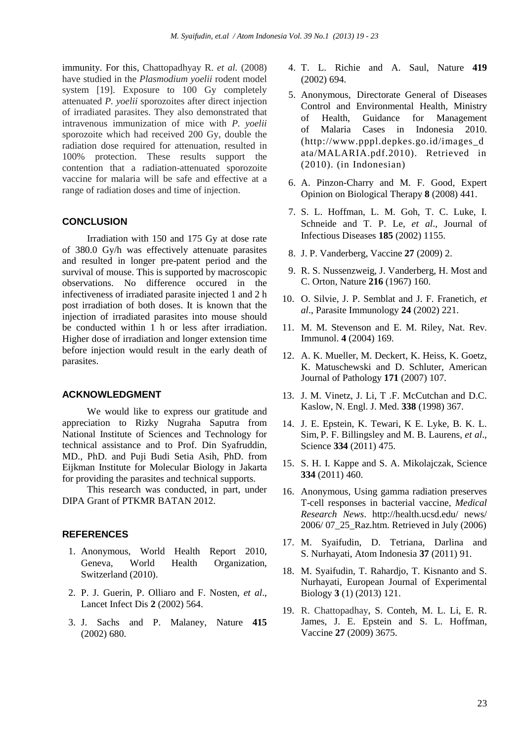immunity. For this, Chattopadhyay R. *et al.* (2008) have studied in the *Plasmodium yoelii* rodent model system [19]. Exposure to 100 Gy completely attenuated *P. yoelii* sporozoites after direct injection of irradiated parasites. They also demonstrated that intravenous immunization of mice with *P. yoelii* sporozoite which had received 200 Gy, double the radiation dose required for attenuation, resulted in 100% protection. These results support the contention that a radiation-attenuated sporozoite vaccine for malaria will be safe and effective at a range of radiation doses and time of injection.

## CONCLUSION

Irradiation with 150 and 175 Gy at dose rate of 380.0 Gy/h was effectively attenuate parasites and resulted in longer pre-patent period and the survival of mouse. This is supported by macroscopic observations. No difference occured in the infectiveness of irradiated parasite injected 1 and 2 h post irradiation of both doses. It is known that the injection of irradiated parasites into mouse should be conducted within 1 h or less after irradiation. Higher dose of irradiation and longer extension time before injection would result in the early death of parasites.

## ACKNOWLEDGMENT

We would like to express our gratitude and appreciation to Rizky Nugraha Saputra from National Institute of Sciences and Technology for technical assistance and to Prof. Din Syafruddin, MD., PhD. and Puji Budi Setia Asih, PhD. from Eijkman Institute for Molecular Biology in Jakarta for providing the parasites and technical supports.

This research was conducted, in part, under DIPA Grant of PTKMR BATAN 2012.

## REFERENCES

1. Anonymous, World Health Report 2010, Geneva, World Health Organization, Switzerland (2010).
2. P. J. Guerin, P. Olliaro and F. Nosten, *et al*., Lancet Infect Dis **2** (2002) 564.
3. J. Sachs and P. Malaney, Nature **415** (2002) 680.
4. T. L. Richie and A. Saul, Nature **419** (2002) 694.
5. Anonymous, Directorate General of Diseases Control and Environmental Health, Ministry of Health, Guidance for Management of Malaria Cases in Indonesia 2010. (http://www.pppl.depkes.go.id/images_data/MALARIA.pdf.2010). Retrieved in (2010). (in Indonesian)
6. A. Pinzon-Charry and M. F. Good, Expert Opinion on Biological Therapy **8** (2008) 441.
7. S. L. Hoffman, L. M. Goh, T. C. Luke, I. Schneide and T. P. Le, *et al*., Journal of Infectious Diseases **185** (2002) 1155.
8. J. P. Vanderberg, Vaccine **27** (2009) 2.
9. R. S. Nussenzweig, J. Vanderberg, H. Most and C. Orton, Nature **216** (1967) 160.
10. O. Silvie, J. P. Semblat and J. F. Franetich, *et al*., Parasite Immunology **24** (2002) 221.
11. M. M. Stevenson and E. M. Riley, Nat. Rev. Immunol. **4** (2004) 169.
12. A. K. Mueller, M. Deckert, K. Heiss, K. Goetz, K. Matuschewski and D. Schluter, American Journal of Pathology **171** (2007) 107.
13. J. M. Vinetz, J. Li, T .F. McCutchan and D.C. Kaslow, N. Engl. J. Med. **338** (1998) 367.
14. J. E. Epstein, K. Tewari, K E. Lyke, B. K. L. Sim, P. F. Billingsley and M. B. Laurens, *et al*., Science **334** (2011) 475.
15. S. H. I. Kappe and S. A. Mikolajczak, Science **334** (2011) 460.
16. Anonymous, Using gamma radiation preserves T-cell responses in bacterial vaccine, *Medical Research News*. http://health.ucsd.edu/ news/ 2006/ 07_25_Raz.htm. Retrieved in July (2006)
17. M. Syaifudin, D. Tetriana, Darlina and S. Nurhayati, Atom Indonesia **37** (2011) 91.
18. M. Syaifudin, T. Rahardjo, T. Kisnanto and S. Nurhayati, European Journal of Experimental Biology **3** (1) (2013) 121.
19. R. Chattopadhay, S. Conteh, M. L. Li, E. R. James, J. E. Epstein and S. L. Hoffman, Vaccine **27** (2009) 3675.